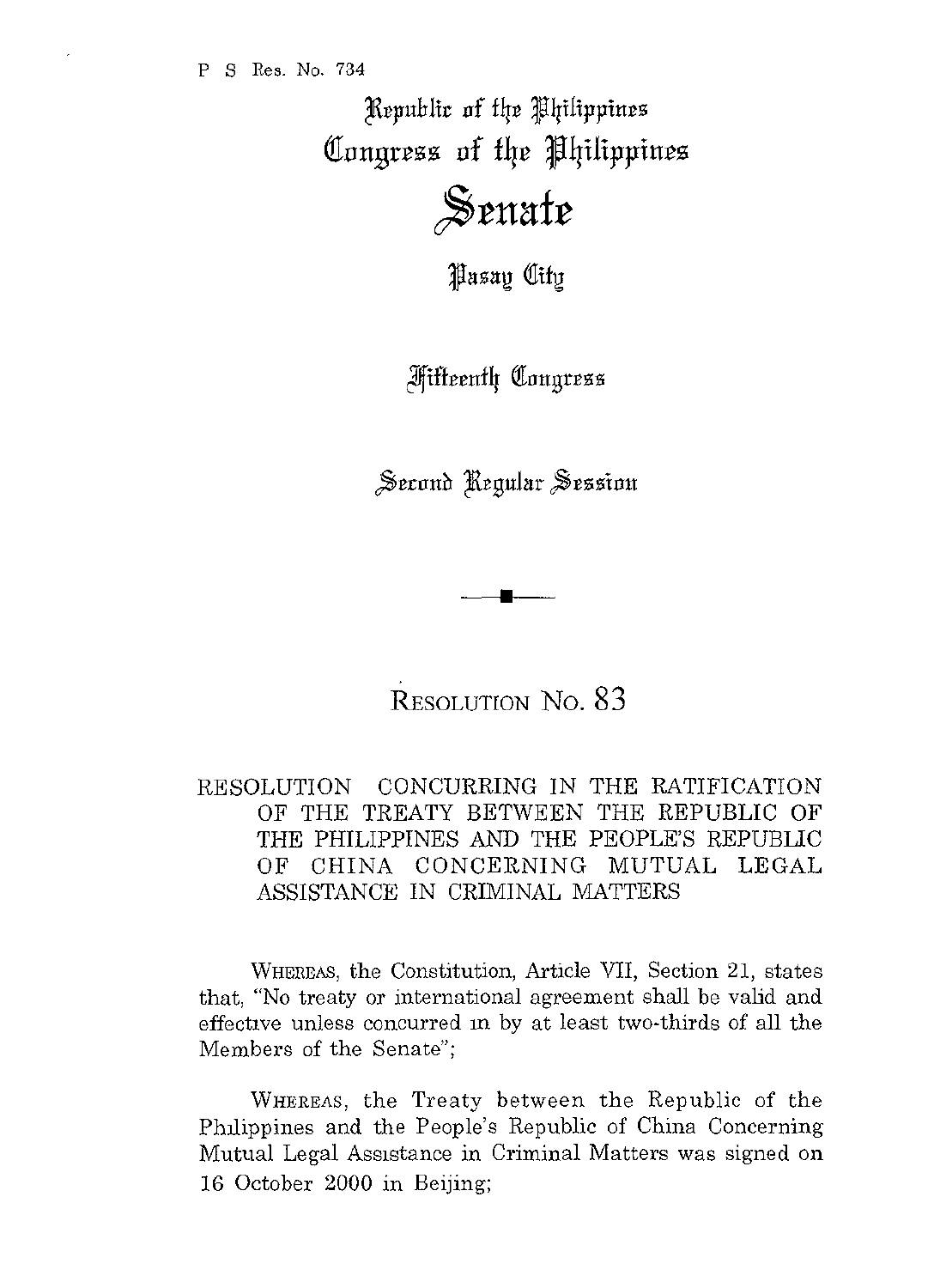P S Res. No. 734

Republic of the Philippines
Congress of the Philippines

# Senate

Pasay City

Fifteenth Congress

Second Regular Session

---

## RESOLUTION NO. 83

## RESOLUTION CONCURRING IN THE RATIFICATION OF THE TREATY BETWEEN THE REPUBLIC OF THE PHILIPPINES AND THE PEOPLE'S REPUBLIC OF CHINA CONCERNING MUTUAL LEGAL ASSISTANCE IN CRIMINAL MATTERS

WHEREAS, the Constitution, Article VII, Section 21, states that, "No treaty or international agreement shall be valid and effective unless concurred in by at least two-thirds of all the Members of the Senate";

WHEREAS, the Treaty between the Republic of the Philippines and the People's Republic of China Concerning Mutual Legal Assistance in Criminal Matters was signed on 16 October 2000 in Beijing;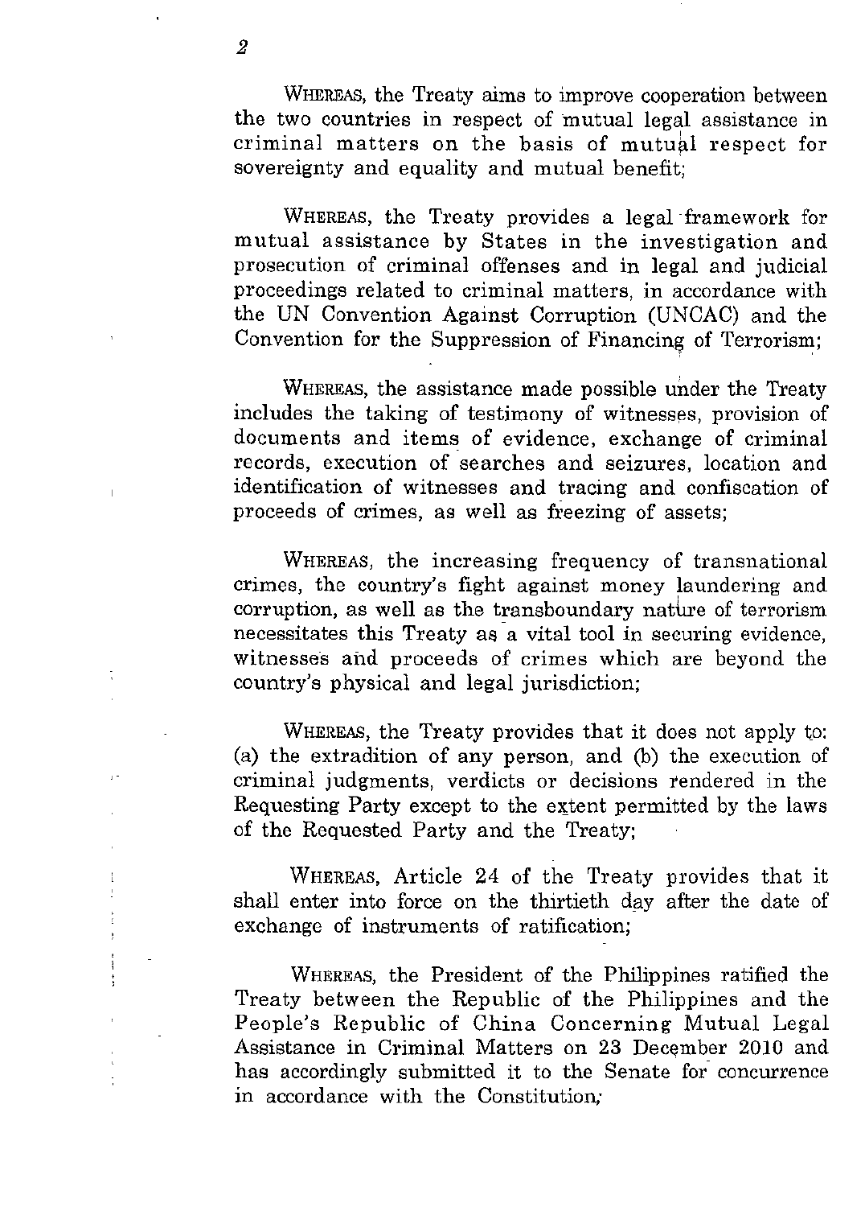WHEREAS, the Treaty aims to improve cooperation between the two countries in respect of mutual legal assistance in criminal matters on the basis of mutual respect for sovereignty and equality and mutual benefit;

WHEREAS, the Treaty provides a legal framework for mutual assistance by States in the investigation and prosecution of criminal offenses and in legal and judicial proceedings related to criminal matters, in accordance with the UN Convention Against Corruption (UNCAC) and the Convention for the Suppression of Financing of Terrorism;

WHEREAS, the assistance made possible under the Treaty includes the taking of testimony of witnesses, provision of documents and items of evidence, exchange of criminal records, execution of searches and seizures, location and identification of witnesses and tracing and confiscation of proceeds of crimes, as well as freezing of assets;

WHEREAS, the increasing frequency of transnational crimes, the country's fight against money laundering and corruption, as well as the transboundary nature of terrorism necessitates this Treaty as a vital tool in securing evidence, witnesses and proceeds of crimes which are beyond the country's physical and legal jurisdiction;

WHEREAS, the Treaty provides that it does not apply to: (a) the extradition of any person, and (b) the execution of criminal judgments, verdicts or decisions rendered in the Requesting Party except to the extent permitted by the laws of the Requested Party and the Treaty;

WHEREAS, Article 24 of the Treaty provides that it shall enter into force on the thirtieth day after the date of exchange of instruments of ratification;

WHEREAS, the President of the Philippines ratified the Treaty between the Republic of the Philippines and the People's Republic of China Concerning Mutual Legal Assistance in Criminal Matters on 23 December 2010 and has accordingly submitted it to the Senate for concurrence in accordance with the Constitution;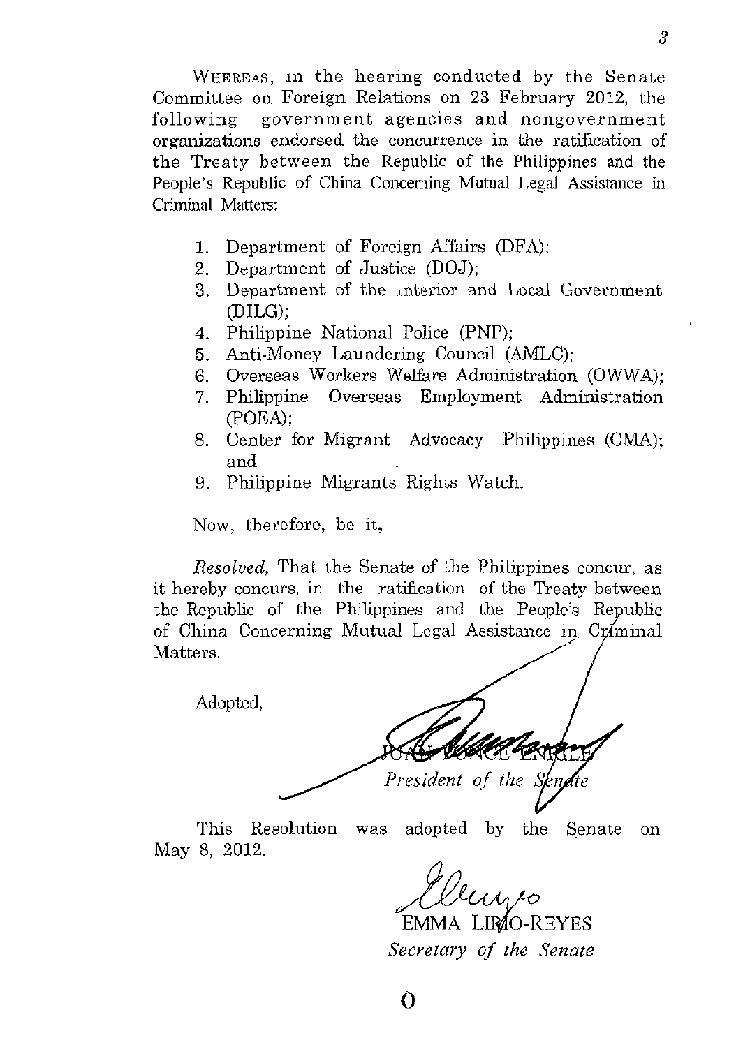WHEREAS, in the hearing conducted by the Senate Committee on Foreign Relations on 23 February 2012, the following government agencies and nongovernment organizations endorsed the concurrence in the ratification of the Treaty between the Republic of the Philippines and the People's Republic of China Concerning Mutual Legal Assistance in Criminal Matters:

1. Department of Foreign Affairs (DFA);
2. Department of Justice (DOJ);
3. Department of the Interior and Local Government (DILG);
4. Philippine National Police (PNP);
5. Anti-Money Laundering Council (AMLC);
6. Overseas Workers Welfare Administration (OWWA);
7. Philippine Overseas Employment Administration (POEA);
8. Center for Migrant Advocacy Philippines (CMA); and
9. Philippine Migrants Rights Watch.

Now, therefore, be it,

*Resolved,* That the Senate of the Philippines concur, as it hereby concurs, in the ratification of the Treaty between the Republic of the Philippines and the People's Republic of China Concerning Mutual Legal Assistance in Criminal Matters.

Adopted,

JUAN PONCE ENRILE
*President of the Senate*

This Resolution was adopted by the Senate on May 8, 2012.

EMMA LIRIO-REYES
*Secretary of the Senate*

O